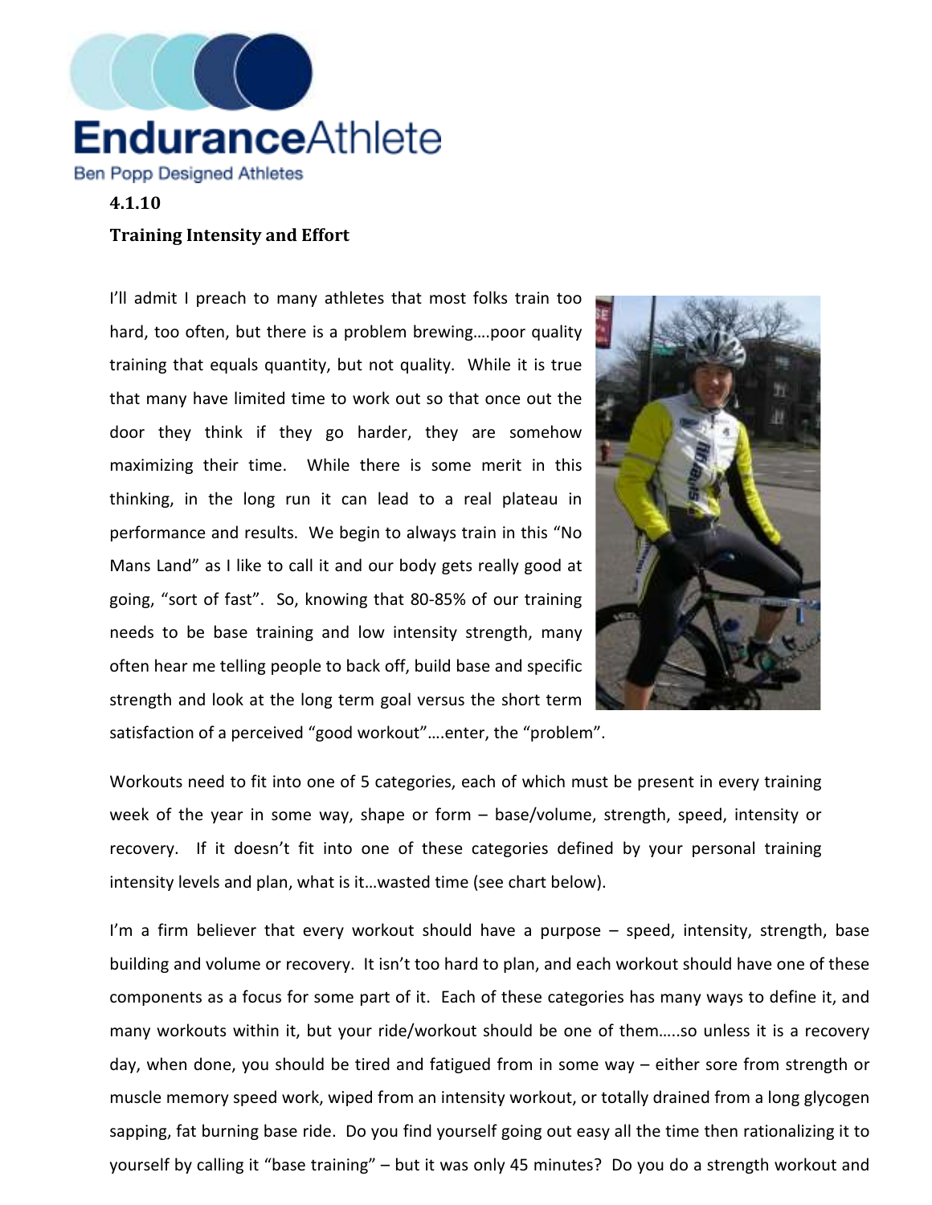EnduranceAthlete

Ben Popp Designed Athletes

**4.1.10**

**Training Intensity and Effort**

I'll admit I preach to many athletes that most folks train too hard, too often, but there is a problem brewing….poor quality training that equals quantity, but not quality. While it is true that many have limited time to work out so that once out the door they think if they go harder, they are somehow maximizing their time. While there is some merit in this thinking, in the long run it can lead to a real plateau in performance and results. We begin to always train in this "No Mans Land" as I like to call it and our body gets really good at going, "sort of fast". So, knowing that 80-85% of our training needs to be base training and low intensity strength, many often hear me telling people to back off, build base and specific strength and look at the long term goal versus the short term satisfaction of a perceived "good workout"….enter, the "problem".

Workouts need to fit into one of 5 categories, each of which must be present in every training week of the year in some way, shape or form – base/volume, strength, speed, intensity or recovery. If it doesn't fit into one of these categories defined by your personal training intensity levels and plan, what is it…wasted time (see chart below).

I'm a firm believer that every workout should have a purpose – speed, intensity, strength, base building and volume or recovery. It isn't too hard to plan, and each workout should have one of these components as a focus for some part of it. Each of these categories has many ways to define it, and many workouts within it, but your ride/workout should be one of them…..so unless it is a recovery day, when done, you should be tired and fatigued from in some way – either sore from strength or muscle memory speed work, wiped from an intensity workout, or totally drained from a long glycogen sapping, fat burning base ride. Do you find yourself going out easy all the time then rationalizing it to yourself by calling it "base training" – but it was only 45 minutes? Do you do a strength workout and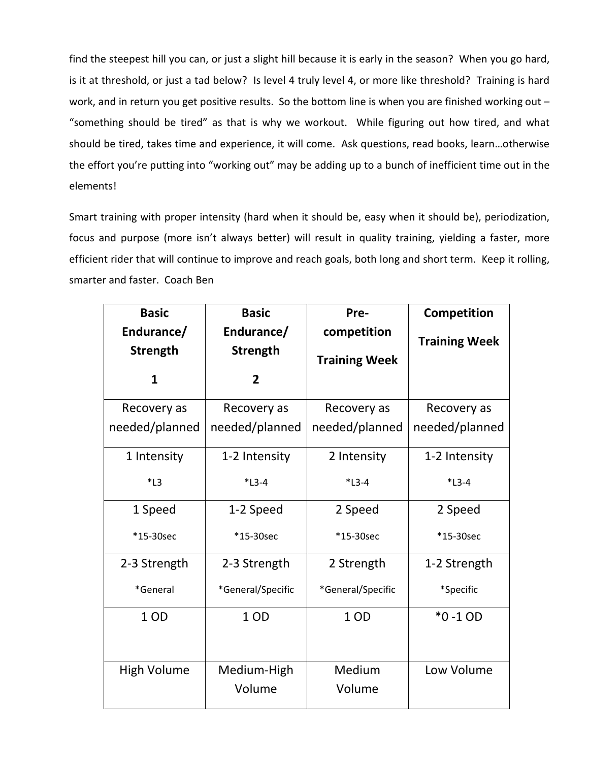find the steepest hill you can, or just a slight hill because it is early in the season? When you go hard, is it at threshold, or just a tad below? Is level 4 truly level 4, or more like threshold? Training is hard work, and in return you get positive results. So the bottom line is when you are finished working out – "something should be tired" as that is why we workout. While figuring out how tired, and what should be tired, takes time and experience, it will come. Ask questions, read books, learn…otherwise the effort you're putting into "working out" may be adding up to a bunch of inefficient time out in the elements!

Smart training with proper intensity (hard when it should be, easy when it should be), periodization, focus and purpose (more isn't always better) will result in quality training, yielding a faster, more efficient rider that will continue to improve and reach goals, both long and short term. Keep it rolling, smarter and faster. Coach Ben

| **Basic Endurance/ Strength 1** | **Basic Endurance/ Strength 2** | **Pre-competition Training Week** | **Competition Training Week** |
|---|---|---|---|
| Recovery as needed/planned | Recovery as needed/planned | Recovery as needed/planned | Recovery as needed/planned |
| 1 Intensity *L3 | 1-2 Intensity *L3-4 | 2 Intensity *L3-4 | 1-2 Intensity *L3-4 |
| 1 Speed *15-30sec | 1-2 Speed *15-30sec | 2 Speed *15-30sec | 2 Speed *15-30sec |
| 2-3 Strength *General | 2-3 Strength *General/Specific | 2 Strength *General/Specific | 1-2 Strength *Specific |
| 1 OD | 1 OD | 1 OD | *0 -1 OD |
| High Volume | Medium-High Volume | Medium Volume | Low Volume |